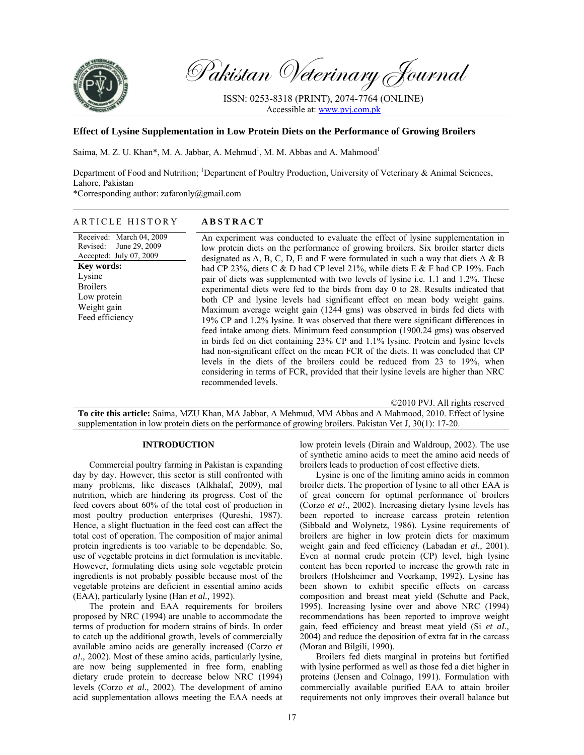# Effect of Lysine Supplementation in Low Protein Diets on the Performance of Growing Broilers

Saima, M. Z. U. Khan*, M. A. Jabbar, A. Mehmud[1], M. M. Abbas and A. Mahmood[1]

Department of Food and Nutrition; [1]Department of Poultry Production, University of Veterinary & Animal Sciences, Lahore, Pakistan

*Corresponding author: zafaronly@gmail.com

## ARTICLE HISTORY

Received: March 04, 2009
Revised: June 29, 2009
Accepted: July 07, 2009

**Key words:**
Lysine
Broilers
Low protein
Weight gain
Feed efficiency

## ABSTRACT

An experiment was conducted to evaluate the effect of lysine supplementation in low protein diets on the performance of growing broilers. Six broiler starter diets designated as A, B, C, D, E and F were formulated in such a way that diets A & B had CP 23%, diets C & D had CP level 21%, while diets E & F had CP 19%. Each pair of diets was supplemented with two levels of lysine i.e. 1.1 and 1.2%. These experimental diets were fed to the birds from day 0 to 28. Results indicated that both CP and lysine levels had significant effect on mean body weight gains. Maximum average weight gain (1244 gms) was observed in birds fed diets with 19% CP and 1.2% lysine. It was observed that there were significant differences in feed intake among diets. Minimum feed consumption (1900.24 gms) was observed in birds fed on diet containing 23% CP and 1.1% lysine. Protein and lysine levels had non-significant effect on the mean FCR of the diets. It was concluded that CP levels in the diets of the broilers could be reduced from 23 to 19%, when considering in terms of FCR, provided that their lysine levels are higher than NRC recommended levels.

©2010 PVJ. All rights reserved

**To cite this article:** Saima, MZU Khan, MA Jabbar, A Mehmud, MM Abbas and A Mahmood, 2010. Effect of lysine supplementation in low protein diets on the performance of growing broilers. Pakistan Vet J, 30(1): 17-20.

## INTRODUCTION

Commercial poultry farming in Pakistan is expanding day by day. However, this sector is still confronted with many problems, like diseases (Alkhalaf, 2009), mal nutrition, which are hindering its progress. Cost of the feed covers about 60% of the total cost of production in most poultry production enterprises (Qureshi, 1987). Hence, a slight fluctuation in the feed cost can affect the total cost of operation. The composition of major animal protein ingredients is too variable to be dependable. So, use of vegetable proteins in diet formulation is inevitable. However, formulating diets using sole vegetable protein ingredients is not probably possible because most of the vegetable proteins are deficient in essential amino acids (EAA), particularly lysine (Han *et al.,* 1992).

The protein and EAA requirements for broilers proposed by NRC (1994) are unable to accommodate the terms of production for modern strains of birds. In order to catch up the additional growth, levels of commercially available amino acids are generally increased (Corzo *et a!.,* 2002). Most of these amino acids, particularly lysine, are now being supplemented in free form, enabling dietary crude protein to decrease below NRC (1994) levels (Corzo *et al.,* 2002). The development of amino acid supplementation allows meeting the EAA needs at low protein levels (Dirain and Waldroup, 2002). The use of synthetic amino acids to meet the amino acid needs of broilers leads to production of cost effective diets.

Lysine is one of the limiting amino acids in common broiler diets. The proportion of lysine to all other EAA is of great concern for optimal performance of broilers (Corzo *et a!.*, 2002). Increasing dietary lysine levels has been reported to increase carcass protein retention (Sibbald and Wolynetz, 1986). Lysine requirements of broilers are higher in low protein diets for maximum weight gain and feed efficiency (Labadan *et al.,* 2001). Even at normal crude protein (CP) level, high lysine content has been reported to increase the growth rate in broilers (Holsheimer and Veerkamp, 1992). Lysine has been shown to exhibit specific effects on carcass composition and breast meat yield (Schutte and Pack, 1995). Increasing lysine over and above NRC (1994) recommendations has been reported to improve weight gain, feed efficiency and breast meat yield (Si *et aI.,* 2004) and reduce the deposition of extra fat in the carcass (Moran and Bilgili, 1990).

Broilers fed diets marginal in proteins but fortified with lysine performed as well as those fed a diet higher in proteins (Jensen and Colnago, 1991). Formulation with commercially available purified EAA to attain broiler requirements not only improves their overall balance but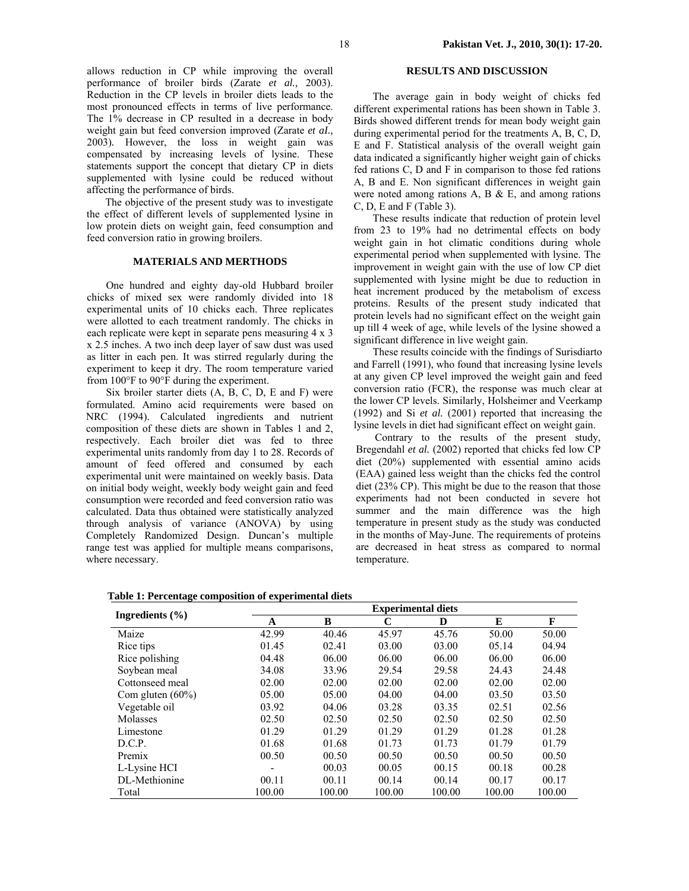allows reduction in CP while improving the overall performance of broiler birds (Zarate *et al.,* 2003). Reduction in the CP levels in broiler diets leads to the most pronounced effects in terms of live performance. The 1% decrease in CP resulted in a decrease in body weight gain but feed conversion improved (Zarate *et al.,* 2003). However, the loss in weight gain was compensated by increasing levels of lysine. These statements support the concept that dietary CP in diets supplemented with lysine could be reduced without affecting the performance of birds.

The objective of the present study was to investigate the effect of different levels of supplemented lysine in low protein diets on weight gain, feed consumption and feed conversion ratio in growing broilers.

## MATERIALS AND MERTHODS

One hundred and eighty day-old Hubbard broiler chicks of mixed sex were randomly divided into 18 experimental units of 10 chicks each. Three replicates were allotted to each treatment randomly. The chicks in each replicate were kept in separate pens measuring 4 x 3 x 2.5 inches. A two inch deep layer of saw dust was used as litter in each pen. It was stirred regularly during the experiment to keep it dry. The room temperature varied from 100°F to 90°F during the experiment.

Six broiler starter diets (A, B, C, D, E and F) were formulated. Amino acid requirements were based on NRC (1994). Calculated ingredients and nutrient composition of these diets are shown in Tables 1 and 2, respectively. Each broiler diet was fed to three experimental units randomly from day 1 to 28. Records of amount of feed offered and consumed by each experimental unit were maintained on weekly basis. Data on initial body weight, weekly body weight gain and feed consumption were recorded and feed conversion ratio was calculated. Data thus obtained were statistically analyzed through analysis of variance (ANOVA) by using Completely Randomized Design. Duncan's multiple range test was applied for multiple means comparisons, where necessary.

## RESULTS AND DISCUSSION

The average gain in body weight of chicks fed different experimental rations has been shown in Table 3. Birds showed different trends for mean body weight gain during experimental period for the treatments A, B, C, D, E and F. Statistical analysis of the overall weight gain data indicated a significantly higher weight gain of chicks fed rations C, D and F in comparison to those fed rations A, B and E. Non significant differences in weight gain were noted among rations A, B & E, and among rations C, D, E and F (Table 3).

These results indicate that reduction of protein level from 23 to 19% had no detrimental effects on body weight gain in hot climatic conditions during whole experimental period when supplemented with lysine. The improvement in weight gain with the use of low CP diet supplemented with lysine might be due to reduction in heat increment produced by the metabolism of excess proteins. Results of the present study indicated that protein levels had no significant effect on the weight gain up till 4 week of age, while levels of the lysine showed a significant difference in live weight gain.

These results coincide with the findings of Surisdiarto and Farrell (1991), who found that increasing lysine levels at any given CP level improved the weight gain and feed conversion ratio (FCR), the response was much clear at the lower CP levels. Similarly, Holsheimer and Veerkamp (1992) and Si *et al.* (2001) reported that increasing the lysine levels in diet had significant effect on weight gain.

Contrary to the results of the present study, Bregendahl *et al.* (2002) reported that chicks fed low CP diet (20%) supplemented with essential amino acids (EAA) gained less weight than the chicks fed the control diet (23% CP). This might be due to the reason that those experiments had not been conducted in severe hot summer and the main difference was the high temperature in present study as the study was conducted in the months of May-June. The requirements of proteins are decreased in heat stress as compared to normal temperature.

**Table 1: Percentage composition of experimental diets**

| Ingredients (%) | Experimental diets | | | | | |
|---|---|---|---|---|---|---|
| | A | B | C | D | E | F |
| Maize | 42.99 | 40.46 | 45.97 | 45.76 | 50.00 | 50.00 |
| Rice tips | 01.45 | 02.41 | 03.00 | 03.00 | 05.14 | 04.94 |
| Rice polishing | 04.48 | 06.00 | 06.00 | 06.00 | 06.00 | 06.00 |
| Soybean meal | 34.08 | 33.96 | 29.54 | 29.58 | 24.43 | 24.48 |
| Cottonseed meal | 02.00 | 02.00 | 02.00 | 02.00 | 02.00 | 02.00 |
| Com gluten (60%) | 05.00 | 05.00 | 04.00 | 04.00 | 03.50 | 03.50 |
| Vegetable oil | 03.92 | 04.06 | 03.28 | 03.35 | 02.51 | 02.56 |
| Molasses | 02.50 | 02.50 | 02.50 | 02.50 | 02.50 | 02.50 |
| Limestone | 01.29 | 01.29 | 01.29 | 01.29 | 01.28 | 01.28 |
| D.C.P. | 01.68 | 01.68 | 01.73 | 01.73 | 01.79 | 01.79 |
| Premix | 00.50 | 00.50 | 00.50 | 00.50 | 00.50 | 00.50 |
| L-Lysine HCl | - | 00.03 | 00.05 | 00.15 | 00.18 | 00.28 |
| DL-Methionine | 00.11 | 00.11 | 00.14 | 00.14 | 00.17 | 00.17 |
| Total | 100.00 | 100.00 | 100.00 | 100.00 | 100.00 | 100.00 |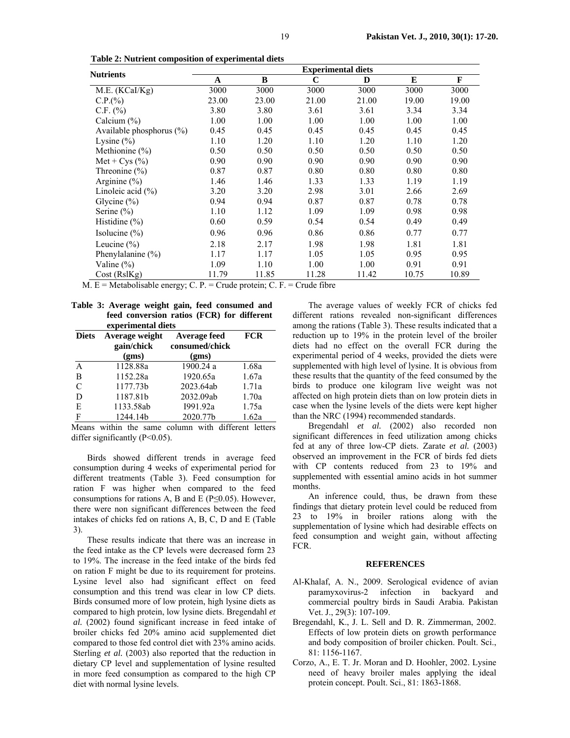**Table 2: Nutrient composition of experimental diets**

| Nutrients | Experimental diets | | | | | |
|---|---|---|---|---|---|---|
| | A | B | C | D | E | F |
| M.E. (KCal/Kg) | 3000 | 3000 | 3000 | 3000 | 3000 | 3000 |
| C.P.(%) | 23.00 | 23.00 | 21.00 | 21.00 | 19.00 | 19.00 |
| C.F. (%) | 3.80 | 3.80 | 3.61 | 3.61 | 3.34 | 3.34 |
| Calcium (%) | 1.00 | 1.00 | 1.00 | 1.00 | 1.00 | 1.00 |
| Available phosphorus (%) | 0.45 | 0.45 | 0.45 | 0.45 | 0.45 | 0.45 |
| Lysine (%) | 1.10 | 1.20 | 1.10 | 1.20 | 1.10 | 1.20 |
| Methionine (%) | 0.50 | 0.50 | 0.50 | 0.50 | 0.50 | 0.50 |
| Met + Cys (%) | 0.90 | 0.90 | 0.90 | 0.90 | 0.90 | 0.90 |
| Threonine (%) | 0.87 | 0.87 | 0.80 | 0.80 | 0.80 | 0.80 |
| Arginine (%) | 1.46 | 1.46 | 1.33 | 1.33 | 1.19 | 1.19 |
| Linoleic acid (%) | 3.20 | 3.20 | 2.98 | 3.01 | 2.66 | 2.69 |
| Glycine (%) | 0.94 | 0.94 | 0.87 | 0.87 | 0.78 | 0.78 |
| Serine (%) | 1.10 | 1.12 | 1.09 | 1.09 | 0.98 | 0.98 |
| Histidine (%) | 0.60 | 0.59 | 0.54 | 0.54 | 0.49 | 0.49 |
| Isolucine (%) | 0.96 | 0.96 | 0.86 | 0.86 | 0.77 | 0.77 |
| Leucine (%) | 2.18 | 2.17 | 1.98 | 1.98 | 1.81 | 1.81 |
| Phenylalanine (%) | 1.17 | 1.17 | 1.05 | 1.05 | 0.95 | 0.95 |
| Valine (%) | 1.09 | 1.10 | 1.00 | 1.00 | 0.91 | 0.91 |
| Cost (RslKg) | 11.79 | 11.85 | 11.28 | 11.42 | 10.75 | 10.89 |

M. E = Metabolisable energy; C. P. = Crude protein; C. F. = Crude fibre

**Table 3: Average weight gain, feed consumed and feed conversion ratios (FCR) for different experimental diets**

| Diets | Average weight gain/chick (gms) | Average feed consumed/chick (gms) | FCR |
|---|---|---|---|
| A | 1128.88a | 1900.24 a | 1.68a |
| B | 1152.28a | 1920.65a | 1.67a |
| C | 1177.73b | 2023.64ab | 1.71a |
| D | 1187.81b | 2032.09ab | 1.70a |
| E | 1133.58ab | I991.92a | 1.75a |
| F | 1244.14b | 2020.77b | 1.62a |

Means within the same column with different letters differ significantly (P<0.05).

Birds showed different trends in average feed consumption during 4 weeks of experimental period for different treatments (Table 3). Feed consumption for ration F was higher when compared to the feed consumptions for rations A, B and E ($P \leq 0.05$). However, there were non significant differences between the feed intakes of chicks fed on rations A, B, C, D and E (Table 3).

These results indicate that there was an increase in the feed intake as the CP levels were decreased form 23 to 19%. The increase in the feed intake of the birds fed on ration F might be due to its requirement for proteins. Lysine level also had significant effect on feed consumption and this trend was clear in low CP diets. Birds consumed more of low protein, high lysine diets as compared to high protein, low lysine diets. Bregendahl *et al.* (2002) found significant increase in feed intake of broiler chicks fed 20% amino acid supplemented diet compared to those fed control diet with 23% amino acids. Sterling *et al.* (2003) also reported that the reduction in dietary CP level and supplementation of lysine resulted in more feed consumption as compared to the high CP diet with normal lysine levels.

The average values of weekly FCR of chicks fed different rations revealed non-significant differences among the rations (Table 3). These results indicated that a reduction up to 19% in the protein level of the broiler diets had no effect on the overall FCR during the experimental period of 4 weeks, provided the diets were supplemented with high level of lysine. It is obvious from these results that the quantity of the feed consumed by the birds to produce one kilogram live weight was not affected on high protein diets than on low protein diets in case when the lysine levels of the diets were kept higher than the NRC (1994) recommended standards.

Bregendahl *et al.* (2002) also recorded non significant differences in feed utilization among chicks fed at any of three low-CP diets. Zarate *et al.* (2003) observed an improvement in the FCR of birds fed diets with CP contents reduced from 23 to 19% and supplemented with essential amino acids in hot summer months.

An inference could, thus, be drawn from these findings that dietary protein level could be reduced from 23 to 19% in broiler rations along with the supplementation of lysine which had desirable effects on feed consumption and weight gain, without affecting FCR.

## REFERENCES

Al-Khalaf, A. N., 2009. Serological evidence of avian paramyxovirus-2 infection in backyard and commercial poultry birds in Saudi Arabia. Pakistan Vet. J., 29(3): 107-109.

Bregendahl, K., J. L. Sell and D. R. Zimmerman, 2002. Effects of low protein diets on growth performance and body composition of broiler chicken. Poult. Sci., 81: 1156-1167.

Corzo, A., E. T. Jr. Moran and D. Hoohler, 2002. Lysine need of heavy broiler males applying the ideal protein concept. Poult. Sci., 81: 1863-1868.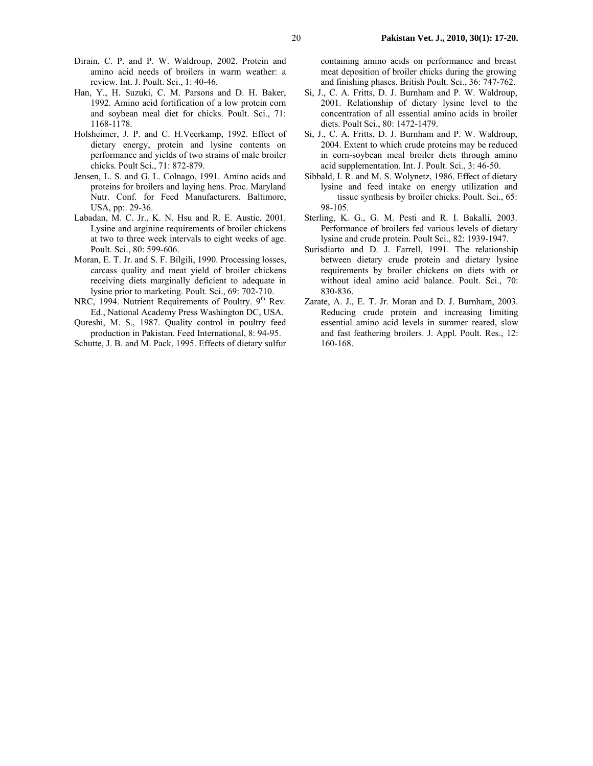Dirain, C. P. and P. W. Waldroup, 2002. Protein and amino acid needs of broilers in warm weather: a review. Int. J. Poult. Sci., 1: 40-46.

Han, Y., H. Suzuki, C. M. Parsons and D. H. Baker, 1992. Amino acid fortification of a low protein corn and soybean meal diet for chicks. Poult. Sci., 71: 1168-1178.

Holsheimer, J. P. and C. H.Veerkamp, 1992. Effect of dietary energy, protein and lysine contents on performance and yields of two strains of male broiler chicks. Poult Sci., 71: 872-879.

Jensen, L. S. and G. L. Colnago, 1991. Amino acids and proteins for broilers and laying hens. Proc. Maryland Nutr. Conf. for Feed Manufacturers. Baltimore, USA, pp:. 29-36.

Labadan, M. C. Jr., K. N. Hsu and R. E. Austic, 2001. Lysine and arginine requirements of broiler chickens at two to three week intervals to eight weeks of age. Poult. Sci., 80: 599-606.

Moran, E. T. Jr. and S. F. Bilgili, 1990. Processing losses, carcass quality and meat yield of broiler chickens receiving diets marginally deficient to adequate in lysine prior to marketing. Poult. Sci., 69: 702-710.

NRC, 1994. Nutrient Requirements of Poultry. 9th Rev. Ed., National Academy Press Washington DC, USA.

Qureshi, M. S., 1987. Quality control in poultry feed production in Pakistan. Feed International, 8: 94-95.

Schutte, J. B. and M. Pack, 1995. Effects of dietary sulfur containing amino acids on performance and breast meat deposition of broiler chicks during the growing and finishing phases. British Poult. Sci., 36: 747-762.

Si, J., C. A. Fritts, D. J. Burnham and P. W. Waldroup, 2001. Relationship of dietary lysine level to the concentration of all essential amino acids in broiler diets. Poult Sci., 80: 1472-1479.

Si, J., C. A. Fritts, D. J. Burnham and P. W. Waldroup, 2004. Extent to which crude proteins may be reduced in corn-soybean meal broiler diets through amino acid supplementation. Int. J. Poult. Sci., 3: 46-50.

Sibbald, I. R. and M. S. Wolynetz, 1986. Effect of dietary lysine and feed intake on energy utilization and tissue synthesis by broiler chicks. Poult. Sci., 65: 98-105.

Sterling, K. G., G. M. Pesti and R. I. Bakalli, 2003. Performance of broilers fed various levels of dietary lysine and crude protein. Poult Sci., 82: 1939-1947.

Surisdiarto and D. J. Farrell, 1991. The relationship between dietary crude protein and dietary lysine requirements by broiler chickens on diets with or without ideal amino acid balance. Poult. Sci., 70: 830-836.

Zarate, A. J., E. T. Jr. Moran and D. J. Burnham, 2003. Reducing crude protein and increasing limiting essential amino acid levels in summer reared, slow and fast feathering broilers. J. Appl. Poult. Res., 12: 160-168.